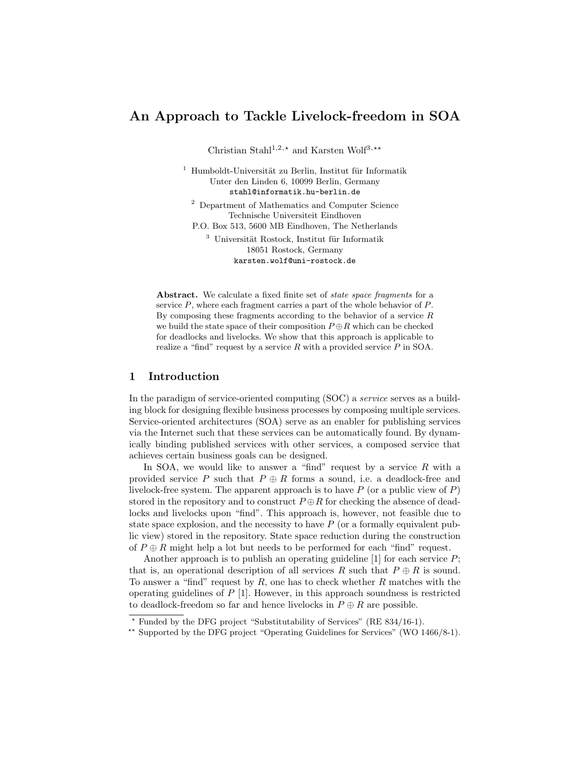# An Approach to Tackle Livelock-freedom in SOA

Christian Stahl[1,2,⋆] and Karsten Wolf[3,⋆⋆]

[1] Humboldt-Universität zu Berlin, Institut für Informatik
Unter den Linden 6, 10099 Berlin, Germany
stahl@informatik.hu-berlin.de

[2] Department of Mathematics and Computer Science
Technische Universiteit Eindhoven
P.O. Box 513, 5600 MB Eindhoven, The Netherlands

[3] Universität Rostock, Institut für Informatik
18051 Rostock, Germany
karsten.wolf@uni-rostock.de

**Abstract.** We calculate a fixed finite set of *state space fragments* for a service $P$, where each fragment carries a part of the whole behavior of $P$. By composing these fragments according to the behavior of a service $R$ we build the state space of their composition $P \oplus R$ which can be checked for deadlocks and livelocks. We show that this approach is applicable to realize a "find" request by a service $R$ with a provided service $P$ in SOA.

## 1 Introduction

In the paradigm of service-oriented computing (SOC) a *service* serves as a building block for designing flexible business processes by composing multiple services. Service-oriented architectures (SOA) serve as an enabler for publishing services via the Internet such that these services can be automatically found. By dynamically binding published services with other services, a composed service that achieves certain business goals can be designed.

In SOA, we would like to answer a "find" request by a service $R$ with a provided service $P$ such that $P \oplus R$ forms a sound, i.e. a deadlock-free and livelock-free system. The apparent approach is to have $P$ (or a public view of $P$) stored in the repository and to construct $P \oplus R$ for checking the absence of deadlocks and livelocks upon "find". This approach is, however, not feasible due to state space explosion, and the necessity to have $P$ (or a formally equivalent public view) stored in the repository. State space reduction during the construction of $P \oplus R$ might help a lot but needs to be performed for each "find" request.

Another approach is to publish an operating guideline [1] for each service $P$; that is, an operational description of all services $R$ such that $P \oplus R$ is sound. To answer a "find" request by $R$, one has to check whether $R$ matches with the operating guidelines of $P$ [1]. However, in this approach soundness is restricted to deadlock-freedom so far and hence livelocks in $P \oplus R$ are possible.

⋆ Funded by the DFG project "Substitutability of Services" (RE 834/16-1).

⋆⋆ Supported by the DFG project "Operating Guidelines for Services" (WO 1466/8-1).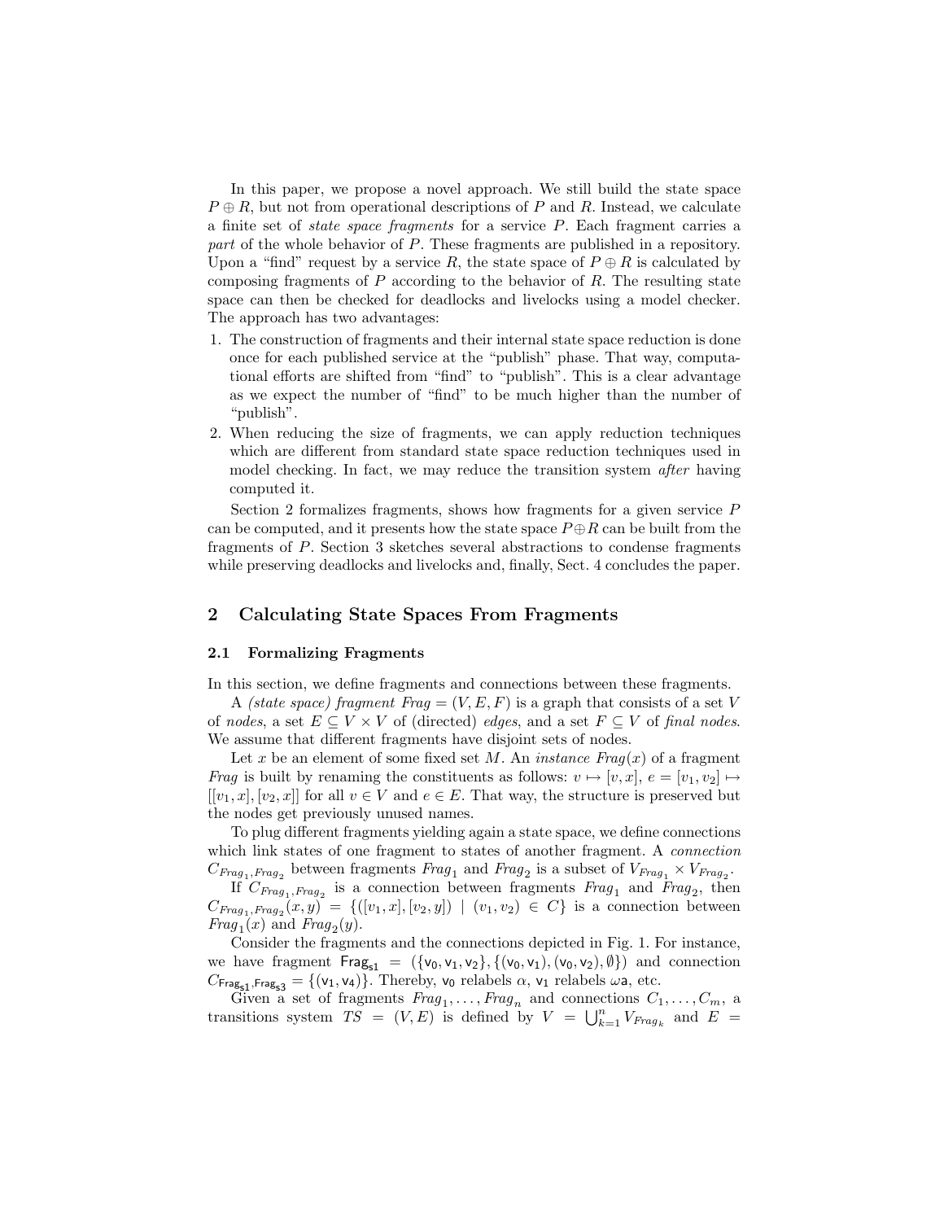In this paper, we propose a novel approach. We still build the state space $P \oplus R$, but not from operational descriptions of $P$ and $R$. Instead, we calculate a finite set of *state space fragments* for a service $P$. Each fragment carries a *part* of the whole behavior of $P$. These fragments are published in a repository. Upon a "find" request by a service $R$, the state space of $P \oplus R$ is calculated by composing fragments of $P$ according to the behavior of $R$. The resulting state space can then be checked for deadlocks and livelocks using a model checker. The approach has two advantages:

1. The construction of fragments and their internal state space reduction is done once for each published service at the "publish" phase. That way, computational efforts are shifted from "find" to "publish". This is a clear advantage as we expect the number of "find" to be much higher than the number of "publish".
2. When reducing the size of fragments, we can apply reduction techniques which are different from standard state space reduction techniques used in model checking. In fact, we may reduce the transition system *after* having computed it.

Section 2 formalizes fragments, shows how fragments for a given service $P$ can be computed, and it presents how the state space $P \oplus R$ can be built from the fragments of $P$. Section 3 sketches several abstractions to condense fragments while preserving deadlocks and livelocks and, finally, Sect. 4 concludes the paper.

## 2 Calculating State Spaces From Fragments

### 2.1 Formalizing Fragments

In this section, we define fragments and connections between these fragments.

A *(state space) fragment* $\mathit{Frag} = (V, E, F)$ is a graph that consists of a set $V$ of *nodes*, a set $E \subseteq V \times V$ of (directed) *edges*, and a set $F \subseteq V$ of *final nodes*. We assume that different fragments have disjoint sets of nodes.

Let $x$ be an element of some fixed set $M$. An *instance* $\mathit{Frag}(x)$ of a fragment $\mathit{Frag}$ is built by renaming the constituents as follows: $v \mapsto [v, x]$, $e = [v_1, v_2] \mapsto [[v_1, x], [v_2, x]]$ for all $v \in V$ and $e \in E$. That way, the structure is preserved but the nodes get previously unused names.

To plug different fragments yielding again a state space, we define connections which link states of one fragment to states of another fragment. A *connection* $C_{\mathit{Frag}_1,\mathit{Frag}_2}$ between fragments $\mathit{Frag}_1$ and $\mathit{Frag}_2$ is a subset of $V_{\mathit{Frag}_1} \times V_{\mathit{Frag}_2}$.

If $C_{\mathit{Frag}_1,\mathit{Frag}_2}$ is a connection between fragments $\mathit{Frag}_1$ and $\mathit{Frag}_2$, then $C_{\mathit{Frag}_1,\mathit{Frag}_2}(x, y) = \{([v_1, x], [v_2, y]) \mid (v_1, v_2) \in C\}$ is a connection between $\mathit{Frag}_1(x)$ and $\mathit{Frag}_2(y)$.

Consider the fragments and the connections depicted in Fig. 1. For instance, we have fragment $\mathsf{Frag}_{\mathsf{s1}} = (\{\mathsf{v}_0, \mathsf{v}_1, \mathsf{v}_2\}, \{(\mathsf{v}_0, \mathsf{v}_1), (\mathsf{v}_0, \mathsf{v}_2), \emptyset\})$ and connection $C_{\mathsf{Frag}_{\mathsf{s1}},\mathsf{Frag}_{\mathsf{s3}}} = \{(\mathsf{v}_1, \mathsf{v}_4)\}$. Thereby, $\mathsf{v}_0$ relabels $\alpha$, $\mathsf{v}_1$ relabels $\omega\mathsf{a}$, etc.

Given a set of fragments $\mathit{Frag}_1, \ldots, \mathit{Frag}_n$ and connections $C_1, \ldots, C_m$, a transitions system $TS = (V, E)$ is defined by $V = \bigcup_{k=1}^{n} V_{\mathit{Frag}_k}$ and $E =$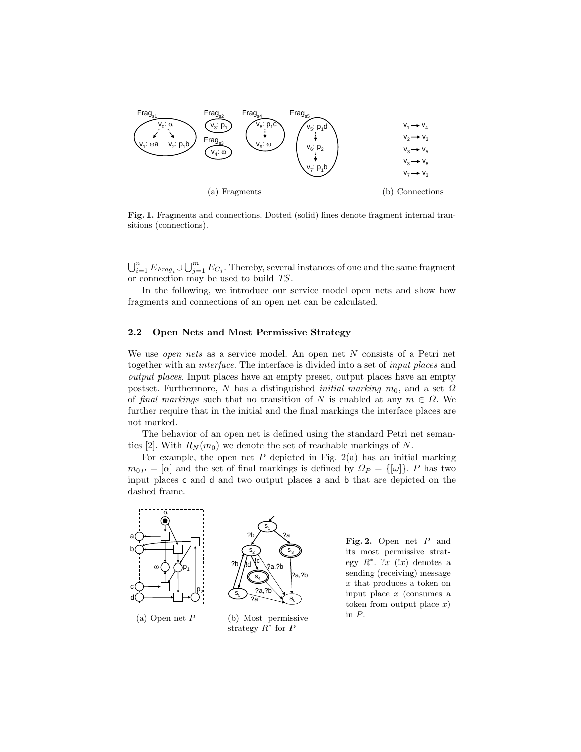(a) Fragments

(b) Connections

**Fig. 1.** Fragments and connections. Dotted (solid) lines denote fragment internal transitions (connections).

$\bigcup_{i=1}^{n} E_{Frag_i} \cup \bigcup_{j=1}^{m} E_{C_j}$. Thereby, several instances of one and the same fragment or connection may be used to build $TS$.

In the following, we introduce our service model open nets and show how fragments and connections of an open net can be calculated.

### 2.2 Open Nets and Most Permissive Strategy

We use *open nets* as a service model. An open net $N$ consists of a Petri net together with an *interface*. The interface is divided into a set of *input places* and *output places*. Input places have an empty preset, output places have an empty postset. Furthermore, $N$ has a distinguished *initial marking* $m_0$, and a set $\Omega$ of *final markings* such that no transition of $N$ is enabled at any $m \in \Omega$. We further require that in the initial and the final markings the interface places are not marked.

The behavior of an open net is defined using the standard Petri net semantics [2]. With $R_N(m_0)$ we denote the set of reachable markings of $N$.

For example, the open net $P$ depicted in Fig. 2(a) has an initial marking $m_{0P} = [\alpha]$ and the set of final markings is defined by $\Omega_P = \{[\omega]\}$. $P$ has two input places c and d and two output places a and b that are depicted on the dashed frame.

(a) Open net $P$

(b) Most permissive strategy $R^*$ for $P$

**Fig. 2.** Open net $P$ and its most permissive strategy $R^*$. $?x$ ($!x$) denotes a sending (receiving) message $x$ that produces a token on input place $x$ (consumes a token from output place $x$) in $P$.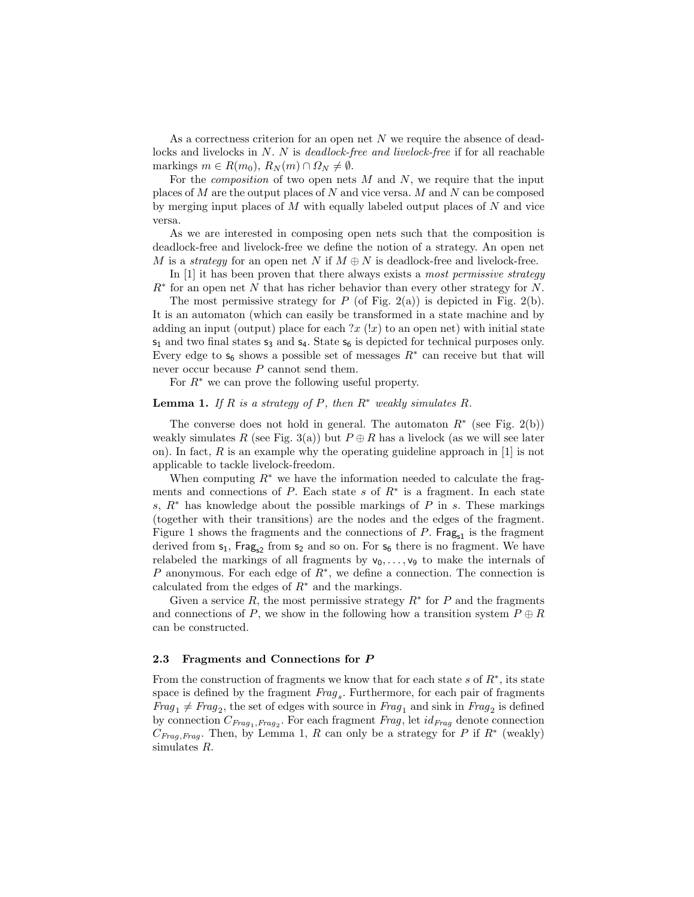As a correctness criterion for an open net $N$ we require the absence of deadlocks and livelocks in $N$. $N$ is *deadlock-free and livelock-free* if for all reachable markings $m \in R(m_0)$, $R_N(m) \cap \Omega_N \neq \emptyset$.

For the *composition* of two open nets $M$ and $N$, we require that the input places of $M$ are the output places of $N$ and vice versa. $M$ and $N$ can be composed by merging input places of $M$ with equally labeled output places of $N$ and vice versa.

As we are interested in composing open nets such that the composition is deadlock-free and livelock-free we define the notion of a strategy. An open net $M$ is a *strategy* for an open net $N$ if $M \oplus N$ is deadlock-free and livelock-free.

In [1] it has been proven that there always exists a *most permissive strategy* $R^*$ for an open net $N$ that has richer behavior than every other strategy for $N$.

The most permissive strategy for $P$ (of Fig. 2(a)) is depicted in Fig. 2(b). It is an automaton (which can easily be transformed in a state machine and by adding an input (output) place for each $?x$ ($!x$) to an open net) with initial state $\mathsf{s_1}$ and two final states $\mathsf{s_3}$ and $\mathsf{s_4}$. State $\mathsf{s_6}$ is depicted for technical purposes only. Every edge to $\mathsf{s_6}$ shows a possible set of messages $R^*$ can receive but that will never occur because $P$ cannot send them.

For $R^*$ we can prove the following useful property.

**Lemma 1.** *If $R$ is a strategy of $P$, then $R^*$ weakly simulates $R$.*

The converse does not hold in general. The automaton $R^*$ (see Fig. 2(b)) weakly simulates $R$ (see Fig. 3(a)) but $P \oplus R$ has a livelock (as we will see later on). In fact, $R$ is an example why the operating guideline approach in [1] is not applicable to tackle livelock-freedom.

When computing $R^*$ we have the information needed to calculate the fragments and connections of $P$. Each state $s$ of $R^*$ is a fragment. In each state $s$, $R^*$ has knowledge about the possible markings of $P$ in $s$. These markings (together with their transitions) are the nodes and the edges of the fragment. Figure 1 shows the fragments and the connections of $P$. $\mathsf{Frag_{s1}}$ is the fragment derived from $\mathsf{s_1}$, $\mathsf{Frag_{s2}}$ from $\mathsf{s_2}$ and so on. For $\mathsf{s_6}$ there is no fragment. We have relabeled the markings of all fragments by $\mathsf{v_0}, \ldots, \mathsf{v_9}$ to make the internals of $P$ anonymous. For each edge of $R^*$, we define a connection. The connection is calculated from the edges of $R^*$ and the markings.

Given a service $R$, the most permissive strategy $R^*$ for $P$ and the fragments and connections of $P$, we show in the following how a transition system $P \oplus R$ can be constructed.

### 2.3 Fragments and Connections for $P$

From the construction of fragments we know that for each state $s$ of $R^*$, its state space is defined by the fragment $\mathit{Frag}_s$. Furthermore, for each pair of fragments $\mathit{Frag}_1 \neq \mathit{Frag}_2$, the set of edges with source in $\mathit{Frag}_1$ and sink in $\mathit{Frag}_2$ is defined by connection $C_{\mathit{Frag}_1,\mathit{Frag}_2}$. For each fragment $\mathit{Frag}$, let $id_{\mathit{Frag}}$ denote connection $C_{\mathit{Frag},\mathit{Frag}}$. Then, by Lemma 1, $R$ can only be a strategy for $P$ if $R^*$ (weakly) simulates $R$.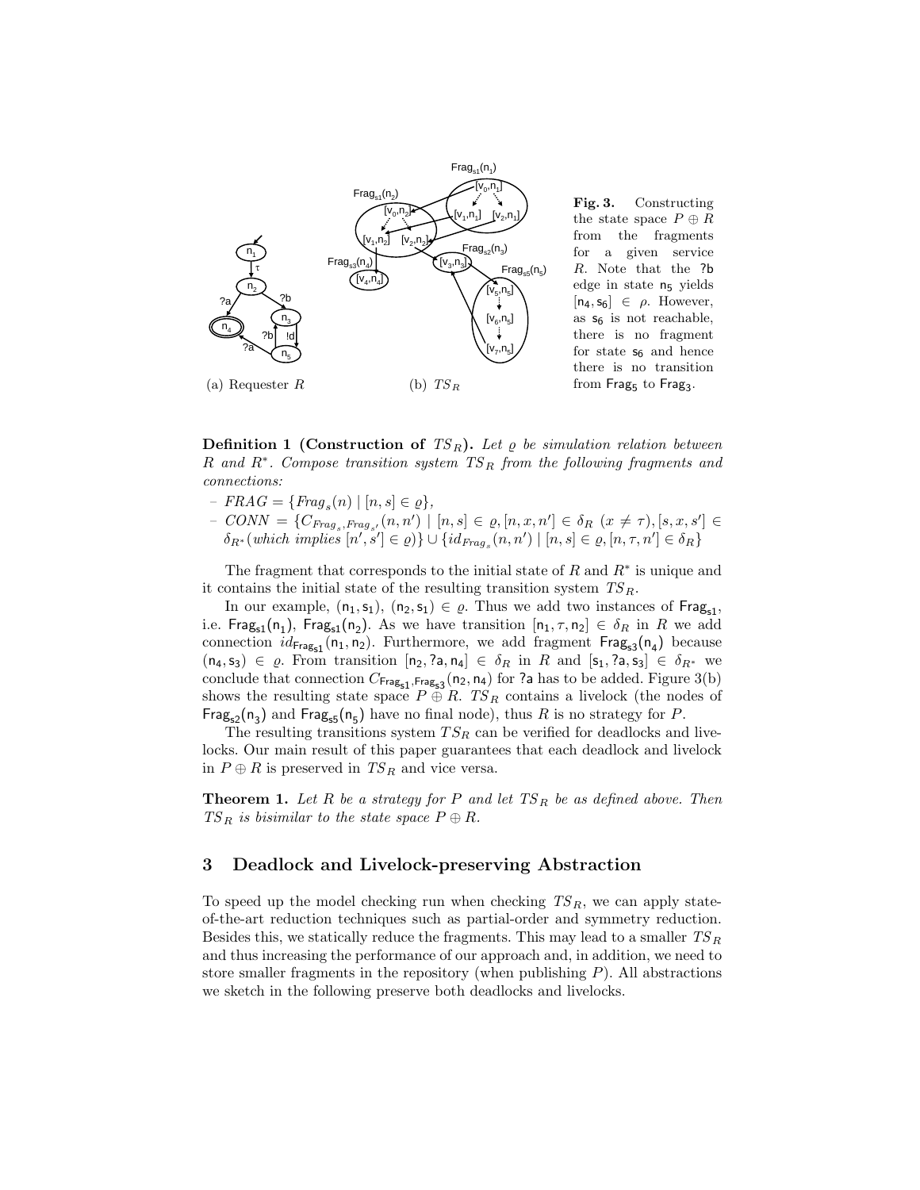(a) Requester $R$

(b) $TS_R$

**Fig. 3.** Constructing the state space $P \oplus R$ from the fragments for a given service $R$. Note that the ?b edge in state $n_5$ yields $[n_4, s_6] \in \rho$. However, as $s_6$ is not reachable, there is no fragment for state $s_6$ and hence there is no transition from $Frag_5$ to $Frag_3$.

**Definition 1 (Construction of $TS_R$).** *Let $\varrho$ be simulation relation between $R$ and $R^*$. Compose transition system $TS_R$ from the following fragments and connections:*

- $FRAG = \{Frag_s(n) \mid [n, s] \in \varrho\}$,
- $CONN = \{C_{Frag_s, Frag_{s'}}(n, n') \mid [n, s] \in \varrho, [n, x, n'] \in \delta_R \ (x \neq \tau), [s, x, s'] \in \delta_{R^*} (\text{which implies } [n', s'] \in \varrho)\} \cup \{id_{Frag_s}(n, n') \mid [n, s] \in \varrho, [n, \tau, n'] \in \delta_R\}$

The fragment that corresponds to the initial state of $R$ and $R^*$ is unique and it contains the initial state of the resulting transition system $TS_R$.

In our example, $(n_1, s_1)$, $(n_2, s_1) \in \varrho$. Thus we add two instances of $Frag_{s1}$, i.e. $Frag_{s1}(n_1)$, $Frag_{s1}(n_2)$. As we have transition $[n_1, \tau, n_2] \in \delta_R$ in $R$ we add connection $id_{Frag_{s1}}(n_1, n_2)$. Furthermore, we add fragment $Frag_{s3}(n_4)$ because $(n_4, s_3) \in \varrho$. From transition $[n_2, ?a, n_4] \in \delta_R$ in $R$ and $[s_1, ?a, s_3] \in \delta_{R^*}$ we conclude that connection $C_{Frag_{s1}, Frag_{s3}}(n_2, n_4)$ for ?a has to be added. Figure 3(b) shows the resulting state space $P \oplus R$. $TS_R$ contains a livelock (the nodes of $Frag_{s2}(n_3)$ and $Frag_{s5}(n_5)$ have no final node), thus $R$ is no strategy for $P$.

The resulting transitions system $TS_R$ can be verified for deadlocks and livelocks. Our main result of this paper guarantees that each deadlock and livelock in $P \oplus R$ is preserved in $TS_R$ and vice versa.

**Theorem 1.** *Let $R$ be a strategy for $P$ and let $TS_R$ be as defined above. Then $TS_R$ is bisimilar to the state space $P \oplus R$.*

## 3 Deadlock and Livelock-preserving Abstraction

To speed up the model checking run when checking $TS_R$, we can apply state-of-the-art reduction techniques such as partial-order and symmetry reduction. Besides this, we statically reduce the fragments. This may lead to a smaller $TS_R$ and thus increasing the performance of our approach and, in addition, we need to store smaller fragments in the repository (when publishing $P$). All abstractions we sketch in the following preserve both deadlocks and livelocks.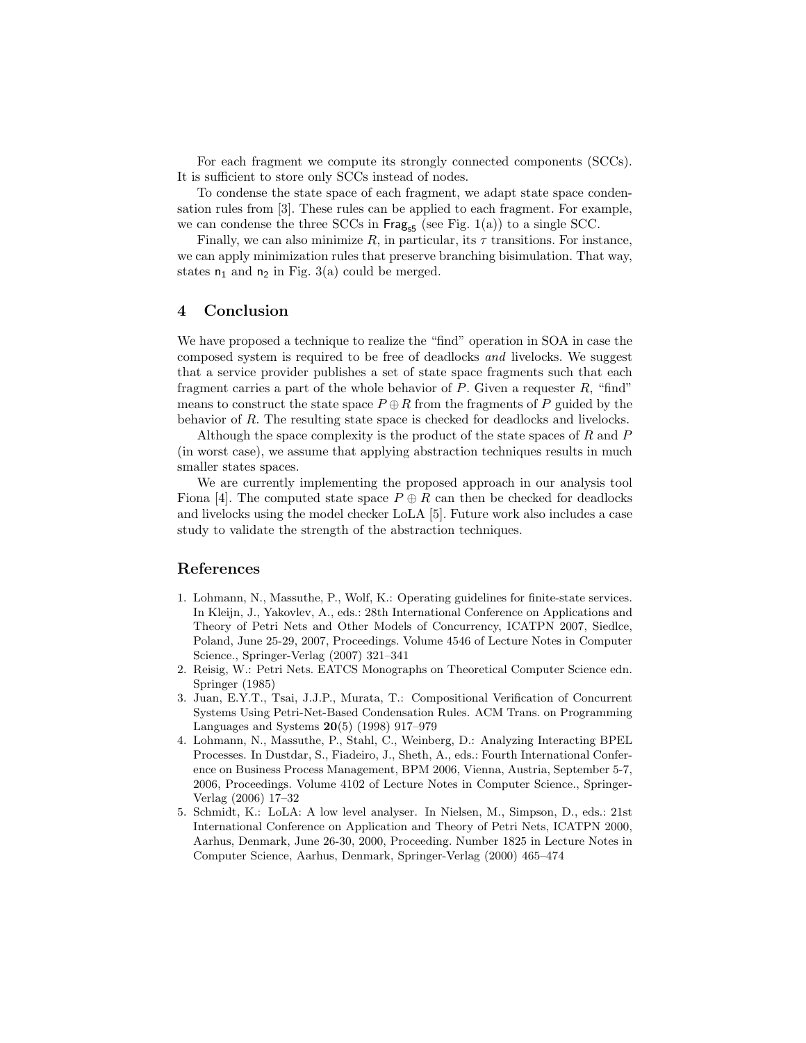For each fragment we compute its strongly connected components (SCCs). It is sufficient to store only SCCs instead of nodes.

To condense the state space of each fragment, we adapt state space condensation rules from [3]. These rules can be applied to each fragment. For example, we can condense the three SCCs in $\mathsf{Frag}_{\mathsf{s5}}$ (see Fig. 1(a)) to a single SCC.

Finally, we can also minimize $R$, in particular, its $\tau$ transitions. For instance, we can apply minimization rules that preserve branching bisimulation. That way, states $\mathsf{n}_1$ and $\mathsf{n}_2$ in Fig. 3(a) could be merged.

## 4 Conclusion

We have proposed a technique to realize the "find" operation in SOA in case the composed system is required to be free of deadlocks *and* livelocks. We suggest that a service provider publishes a set of state space fragments such that each fragment carries a part of the whole behavior of $P$. Given a requester $R$, "find" means to construct the state space $P \oplus R$ from the fragments of $P$ guided by the behavior of $R$. The resulting state space is checked for deadlocks and livelocks.

Although the space complexity is the product of the state spaces of $R$ and $P$ (in worst case), we assume that applying abstraction techniques results in much smaller states spaces.

We are currently implementing the proposed approach in our analysis tool Fiona [4]. The computed state space $P \oplus R$ can then be checked for deadlocks and livelocks using the model checker LoLA [5]. Future work also includes a case study to validate the strength of the abstraction techniques.

## References

1. Lohmann, N., Massuthe, P., Wolf, K.: Operating guidelines for finite-state services. In Kleijn, J., Yakovlev, A., eds.: 28th International Conference on Applications and Theory of Petri Nets and Other Models of Concurrency, ICATPN 2007, Siedlce, Poland, June 25-29, 2007, Proceedings. Volume 4546 of Lecture Notes in Computer Science., Springer-Verlag (2007) 321–341
2. Reisig, W.: Petri Nets. EATCS Monographs on Theoretical Computer Science edn. Springer (1985)
3. Juan, E.Y.T., Tsai, J.J.P., Murata, T.: Compositional Verification of Concurrent Systems Using Petri-Net-Based Condensation Rules. ACM Trans. on Programming Languages and Systems **20**(5) (1998) 917–979
4. Lohmann, N., Massuthe, P., Stahl, C., Weinberg, D.: Analyzing Interacting BPEL Processes. In Dustdar, S., Fiadeiro, J., Sheth, A., eds.: Fourth International Conference on Business Process Management, BPM 2006, Vienna, Austria, September 5-7, 2006, Proceedings. Volume 4102 of Lecture Notes in Computer Science., Springer-Verlag (2006) 17–32
5. Schmidt, K.: LoLA: A low level analyser. In Nielsen, M., Simpson, D., eds.: 21st International Conference on Application and Theory of Petri Nets, ICATPN 2000, Aarhus, Denmark, June 26-30, 2000, Proceeding. Number 1825 in Lecture Notes in Computer Science, Aarhus, Denmark, Springer-Verlag (2000) 465–474